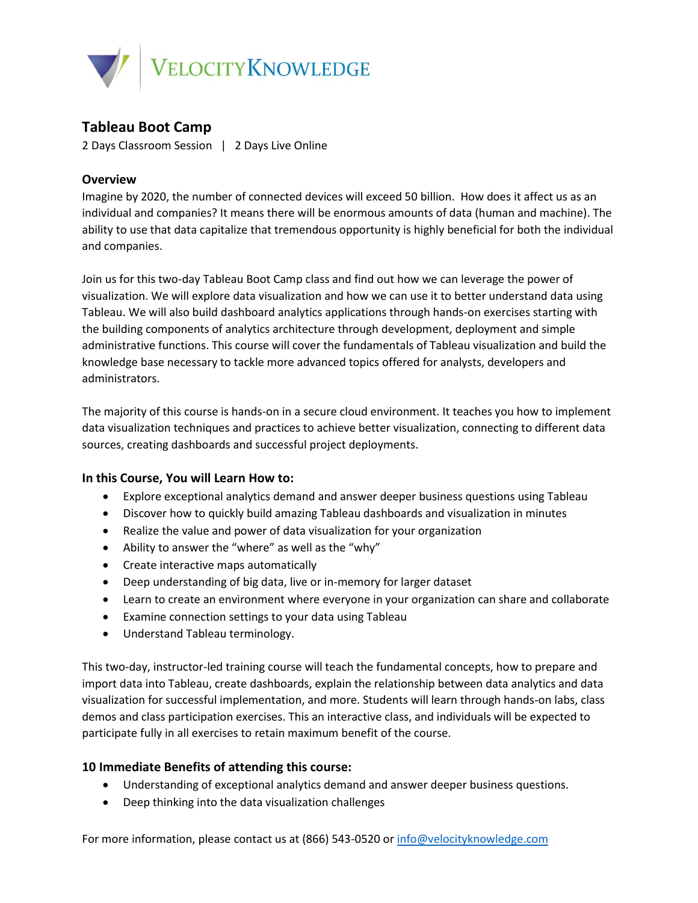VelocityKnowledge

# Tableau Boot Camp

2 Days Classroom Session | 2 Days Live Online

## Overview

Imagine by 2020, the number of connected devices will exceed 50 billion. How does it affect us as an individual and companies? It means there will be enormous amounts of data (human and machine). The ability to use that data capitalize that tremendous opportunity is highly beneficial for both the individual and companies.

Join us for this two-day Tableau Boot Camp class and find out how we can leverage the power of visualization. We will explore data visualization and how we can use it to better understand data using Tableau. We will also build dashboard analytics applications through hands-on exercises starting with the building components of analytics architecture through development, deployment and simple administrative functions. This course will cover the fundamentals of Tableau visualization and build the knowledge base necessary to tackle more advanced topics offered for analysts, developers and administrators.

The majority of this course is hands-on in a secure cloud environment. It teaches you how to implement data visualization techniques and practices to achieve better visualization, connecting to different data sources, creating dashboards and successful project deployments.

## In this Course, You will Learn How to:

- Explore exceptional analytics demand and answer deeper business questions using Tableau
- Discover how to quickly build amazing Tableau dashboards and visualization in minutes
- Realize the value and power of data visualization for your organization
- Ability to answer the "where" as well as the "why"
- Create interactive maps automatically
- Deep understanding of big data, live or in-memory for larger dataset
- Learn to create an environment where everyone in your organization can share and collaborate
- Examine connection settings to your data using Tableau
- Understand Tableau terminology.

This two-day, instructor-led training course will teach the fundamental concepts, how to prepare and import data into Tableau, create dashboards, explain the relationship between data analytics and data visualization for successful implementation, and more. Students will learn through hands-on labs, class demos and class participation exercises. This an interactive class, and individuals will be expected to participate fully in all exercises to retain maximum benefit of the course.

## 10 Immediate Benefits of attending this course:

- Understanding of exceptional analytics demand and answer deeper business questions.
- Deep thinking into the data visualization challenges

For more information, please contact us at (866) 543-0520 or info@velocityknowledge.com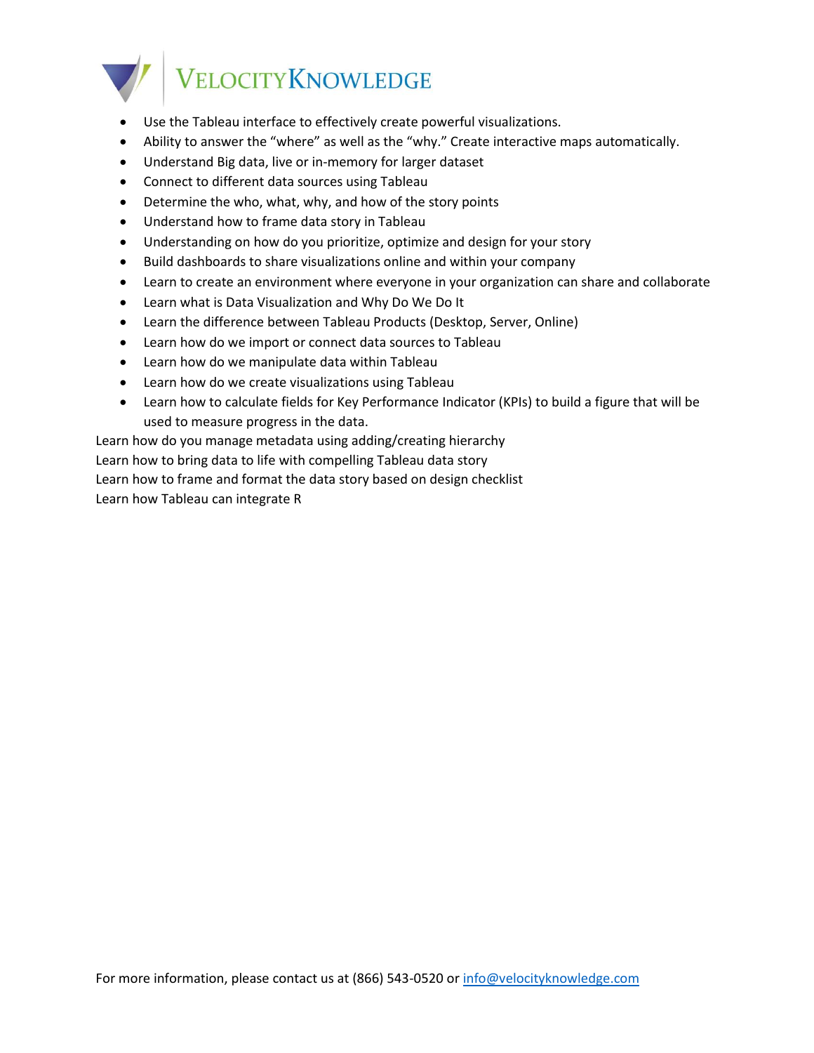- Use the Tableau interface to effectively create powerful visualizations.
- Ability to answer the "where" as well as the "why." Create interactive maps automatically.
- Understand Big data, live or in-memory for larger dataset
- Connect to different data sources using Tableau
- Determine the who, what, why, and how of the story points
- Understand how to frame data story in Tableau
- Understanding on how do you prioritize, optimize and design for your story
- Build dashboards to share visualizations online and within your company
- Learn to create an environment where everyone in your organization can share and collaborate
- Learn what is Data Visualization and Why Do We Do It
- Learn the difference between Tableau Products (Desktop, Server, Online)
- Learn how do we import or connect data sources to Tableau
- Learn how do we manipulate data within Tableau
- Learn how do we create visualizations using Tableau
- Learn how to calculate fields for Key Performance Indicator (KPIs) to build a figure that will be used to measure progress in the data.

Learn how do you manage metadata using adding/creating hierarchy
Learn how to bring data to life with compelling Tableau data story
Learn how to frame and format the data story based on design checklist
Learn how Tableau can integrate R

For more information, please contact us at (866) 543-0520 or info@velocityknowledge.com